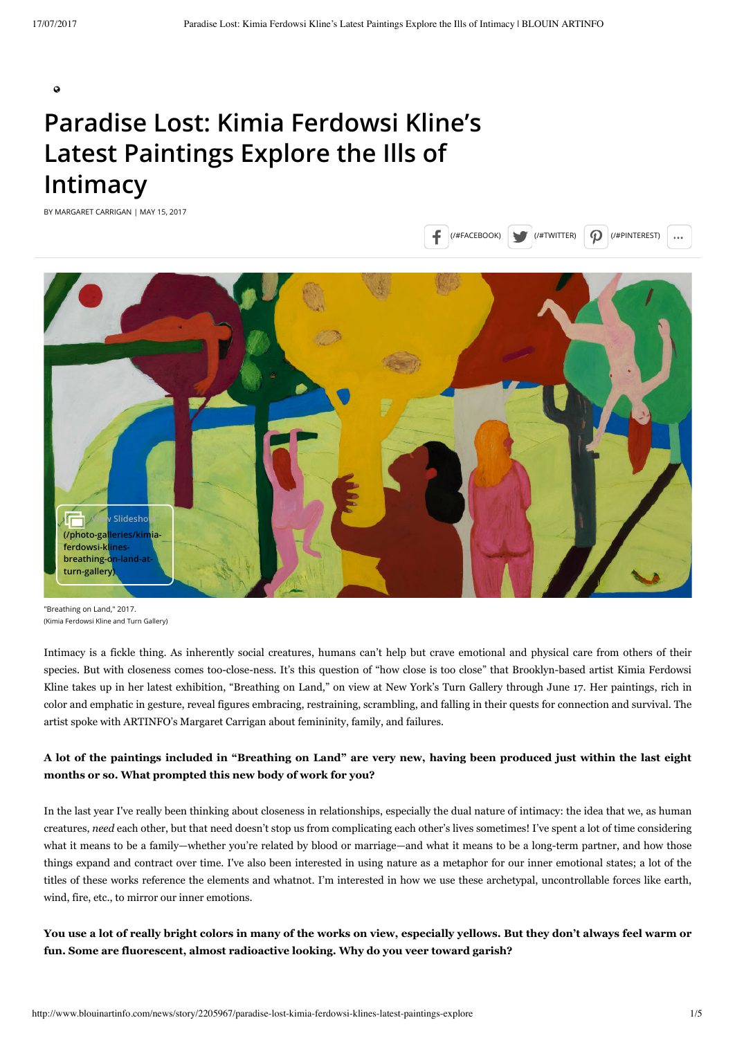# Paradise Lost: Kimia Ferdowsi Kline's Latest Paintings Explore the Ills of Intimacy

BY MARGARET CARRIGAN | MAY 15, 2017

"Breathing on Land," 2017.
(Kimia Ferdowsi Kline and Turn Gallery)

Intimacy is a fickle thing. As inherently social creatures, humans can't help but crave emotional and physical care from others of their species. But with closeness comes too-close-ness. It's this question of "how close is too close" that Brooklyn-based artist Kimia Ferdowsi Kline takes up in her latest exhibition, "Breathing on Land," on view at New York's Turn Gallery through June 17. Her paintings, rich in color and emphatic in gesture, reveal figures embracing, restraining, scrambling, and falling in their quests for connection and survival. The artist spoke with ARTINFO's Margaret Carrigan about femininity, family, and failures.

**A lot of the paintings included in "Breathing on Land" are very new, having been produced just within the last eight months or so. What prompted this new body of work for you?**

In the last year I've really been thinking about closeness in relationships, especially the dual nature of intimacy: the idea that we, as human creatures, *need* each other, but that need doesn't stop us from complicating each other's lives sometimes! I've spent a lot of time considering what it means to be a family—whether you're related by blood or marriage—and what it means to be a long-term partner, and how those things expand and contract over time. I've also been interested in using nature as a metaphor for our inner emotional states; a lot of the titles of these works reference the elements and whatnot. I'm interested in how we use these archetypal, uncontrollable forces like earth, wind, fire, etc., to mirror our inner emotions.

**You use a lot of really bright colors in many of the works on view, especially yellows. But they don't always feel warm or fun. Some are fluorescent, almost radioactive looking. Why do you veer toward garish?**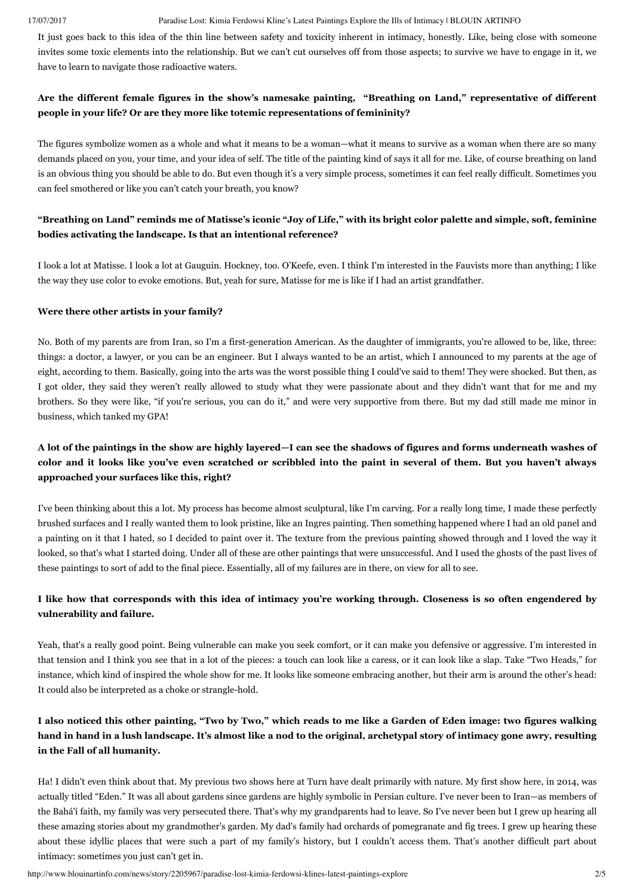It just goes back to this idea of the thin line between safety and toxicity inherent in intimacy, honestly. Like, being close with someone invites some toxic elements into the relationship. But we can't cut ourselves off from those aspects; to survive we have to engage in it, we have to learn to navigate those radioactive waters.

**Are the different female figures in the show's namesake painting, "Breathing on Land," representative of different people in your life? Or are they more like totemic representations of femininity?**

The figures symbolize women as a whole and what it means to be a woman—what it means to survive as a woman when there are so many demands placed on you, your time, and your idea of self. The title of the painting kind of says it all for me. Like, of course breathing on land is an obvious thing you should be able to do. But even though it's a very simple process, sometimes it can feel really difficult. Sometimes you can feel smothered or like you can't catch your breath, you know?

**"Breathing on Land" reminds me of Matisse's iconic "Joy of Life," with its bright color palette and simple, soft, feminine bodies activating the landscape. Is that an intentional reference?**

I look a lot at Matisse. I look a lot at Gauguin. Hockney, too. O'Keefe, even. I think I'm interested in the Fauvists more than anything; I like the way they use color to evoke emotions. But, yeah for sure, Matisse for me is like if I had an artist grandfather.

**Were there other artists in your family?**

No. Both of my parents are from Iran, so I'm a first-generation American. As the daughter of immigrants, you're allowed to be, like, three: things: a doctor, a lawyer, or you can be an engineer. But I always wanted to be an artist, which I announced to my parents at the age of eight, according to them. Basically, going into the arts was the worst possible thing I could've said to them! They were shocked. But then, as I got older, they said they weren't really allowed to study what they were passionate about and they didn't want that for me and my brothers. So they were like, "if you're serious, you can do it," and were very supportive from there. But my dad still made me minor in business, which tanked my GPA!

**A lot of the paintings in the show are highly layered—I can see the shadows of figures and forms underneath washes of color and it looks like you've even scratched or scribbled into the paint in several of them. But you haven't always approached your surfaces like this, right?**

I've been thinking about this a lot. My process has become almost sculptural, like I'm carving. For a really long time, I made these perfectly brushed surfaces and I really wanted them to look pristine, like an Ingres painting. Then something happened where I had an old panel and a painting on it that I hated, so I decided to paint over it. The texture from the previous painting showed through and I loved the way it looked, so that's what I started doing. Under all of these are other paintings that were unsuccessful. And I used the ghosts of the past lives of these paintings to sort of add to the final piece. Essentially, all of my failures are in there, on view for all to see.

**I like how that corresponds with this idea of intimacy you're working through. Closeness is so often engendered by vulnerability and failure.**

Yeah, that's a really good point. Being vulnerable can make you seek comfort, or it can make you defensive or aggressive. I'm interested in that tension and I think you see that in a lot of the pieces: a touch can look like a caress, or it can look like a slap. Take "Two Heads," for instance, which kind of inspired the whole show for me. It looks like someone embracing another, but their arm is around the other's head: It could also be interpreted as a choke or strangle-hold.

**I also noticed this other painting, "Two by Two," which reads to me like a Garden of Eden image: two figures walking hand in hand in a lush landscape. It's almost like a nod to the original, archetypal story of intimacy gone awry, resulting in the Fall of all humanity.**

Ha! I didn't even think about that. My previous two shows here at Turn have dealt primarily with nature. My first show here, in 2014, was actually titled "Eden." It was all about gardens since gardens are highly symbolic in Persian culture. I've never been to Iran—as members of the Bahá'í faith, my family was very persecuted there. That's why my grandparents had to leave. So I've never been but I grew up hearing all these amazing stories about my grandmother's garden. My dad's family had orchards of pomegranate and fig trees. I grew up hearing these about these idyllic places that were such a part of my family's history, but I couldn't access them. That's another difficult part about intimacy: sometimes you just can't get in.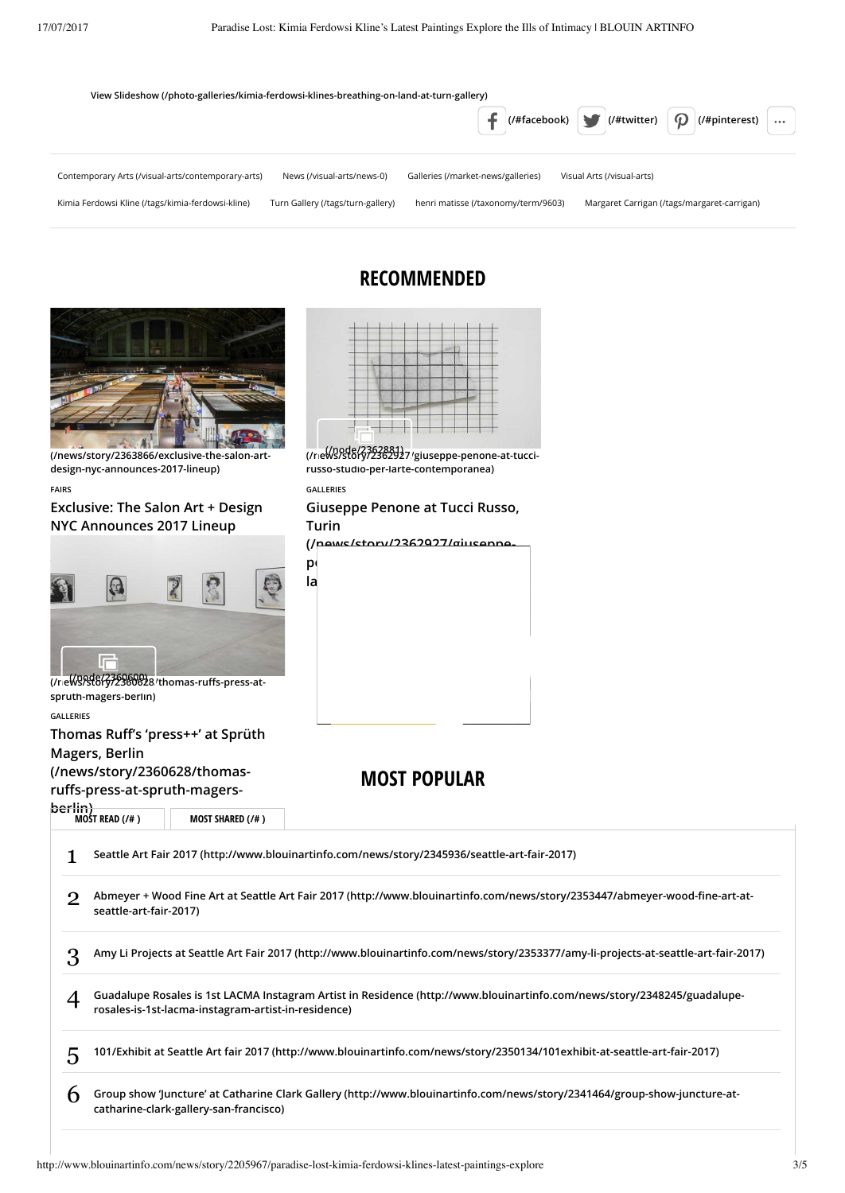View Slideshow (/photo-galleries/kimia-ferdowsi-klines-breathing-on-land-at-turn-gallery)

(/#facebook) (/#twitter) (/#pinterest)

Contemporary Arts (/visual-arts/contemporary-arts) News (/visual-arts/news-0) Galleries (/market-news/galleries) Visual Arts (/visual-arts)

Kimia Ferdowsi Kline (/tags/kimia-ferdowsi-kline) Turn Gallery (/tags/turn-gallery) henri matisse (/taxonomy/term/9603) Margaret Carrigan (/tags/margaret-carrigan)

## RECOMMENDED

(/news/story/2363866/exclusive-the-salon-art-design-nyc-announces-2017-lineup)

FAIRS

### Exclusive: The Salon Art + Design NYC Announces 2017 Lineup

(/node/2362881)
(/news/story/2362927/giuseppe-penone-at-tucci-russo-studio-per-larte-contemporanea)

GALLERIES

### Giuseppe Penone at Tucci Russo, Turin (/news/story/2362927/giuseppe-pe... la...

(/node/2360600)
(/news/story/2360628/thomas-ruffs-press-at-spruth-magers-berlin)

GALLERIES

### Thomas Ruff's 'press++' at Sprüth Magers, Berlin (/news/story/2360628/thomas-ruffs-press-at-spruth-magers-berlin)

## MOST POPULAR

MOST READ (/# ) MOST SHARED (/# )

1. Seattle Art Fair 2017 (http://www.blouinartinfo.com/news/story/2345936/seattle-art-fair-2017)
2. Abmeyer + Wood Fine Art at Seattle Art Fair 2017 (http://www.blouinartinfo.com/news/story/2353447/abmeyer-wood-fine-art-at-seattle-art-fair-2017)
3. Amy Li Projects at Seattle Art Fair 2017 (http://www.blouinartinfo.com/news/story/2353377/amy-li-projects-at-seattle-art-fair-2017)
4. Guadalupe Rosales is 1st LACMA Instagram Artist in Residence (http://www.blouinartinfo.com/news/story/2348245/guadalupe-rosales-is-1st-lacma-instagram-artist-in-residence)
5. 101/Exhibit at Seattle Art fair 2017 (http://www.blouinartinfo.com/news/story/2350134/101exhibit-at-seattle-art-fair-2017)
6. Group show 'Juncture' at Catharine Clark Gallery (http://www.blouinartinfo.com/news/story/2341464/group-show-juncture-at-catharine-clark-gallery-san-francisco)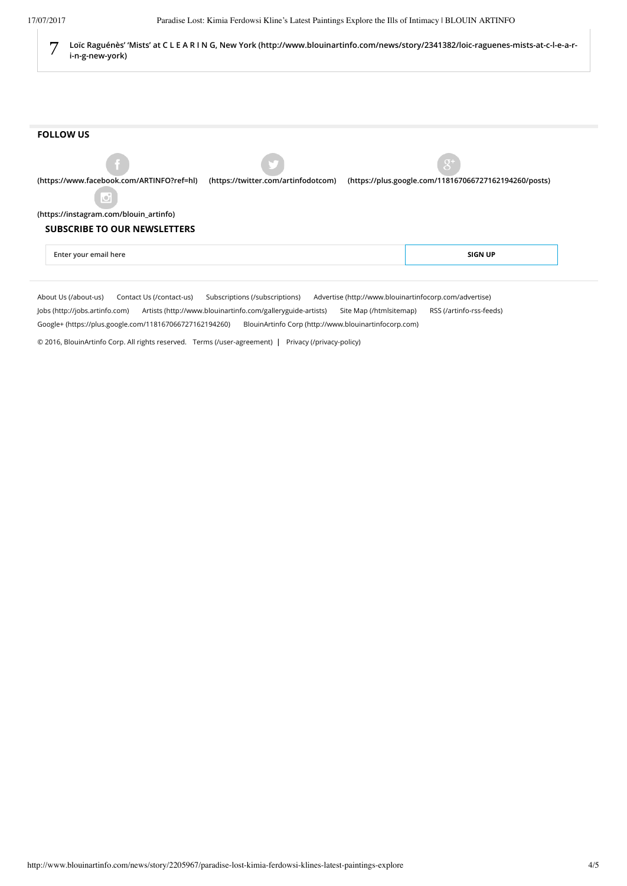7 Loïc Raguénès' 'Mists' at C L E A R I N G, New York (http://www.blouinartinfo.com/news/story/2341382/loic-raguenes-mists-at-c-l-e-a-r-i-n-g-new-york)

**FOLLOW US**

(https://www.facebook.com/ARTINFO?ref=hl) (https://twitter.com/artinfodotcom) (https://plus.google.com/118167066727162194260/posts)

(https://instagram.com/blouin_artinfo)

**SUBSCRIBE TO OUR NEWSLETTERS**

Enter your email here

SIGN UP

About Us (/about-us) Contact Us (/contact-us) Subscriptions (/subscriptions) Advertise (http://www.blouinartinfocorp.com/advertise) Jobs (http://jobs.artinfo.com) Artists (http://www.blouinartinfo.com/galleryguide-artists) Site Map (/htmlsitemap) RSS (/artinfo-rss-feeds) Google+ (https://plus.google.com/118167066727162194260) BlouinArtinfo Corp (http://www.blouinartinfocorp.com)

© 2016, BlouinArtinfo Corp. All rights reserved. Terms (/user-agreement) | Privacy (/privacy-policy)